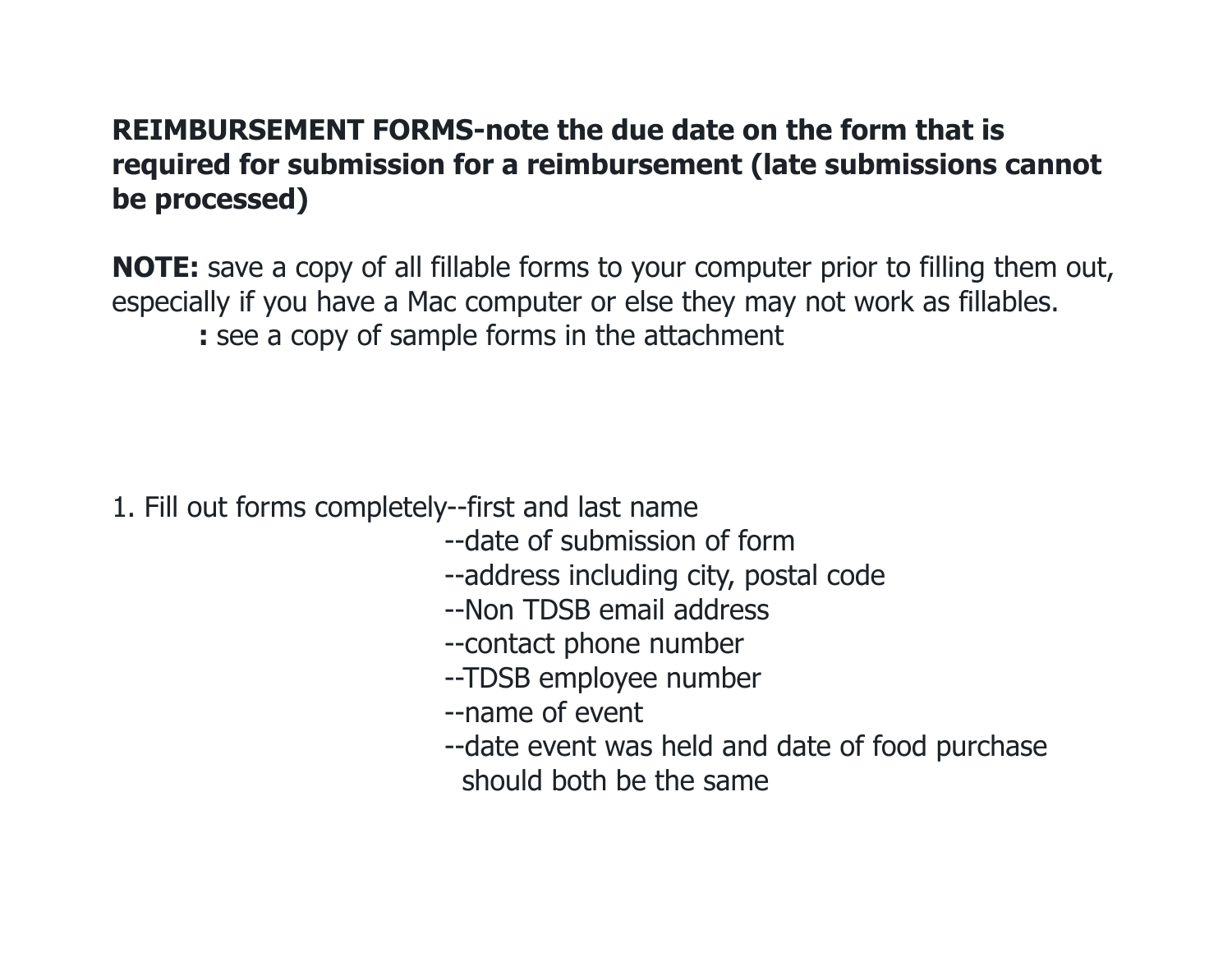**REIMBURSEMENT FORMS-note the due date on the form that is required for submission for a reimbursement (late submissions cannot be processed)**

**NOTE:** save a copy of all fillable forms to your computer prior to filling them out, especially if you have a Mac computer or else they may not work as fillables.

**:** see a copy of sample forms in the attachment

1. Fill out forms completely--first and last name
   - --date of submission of form
   - --address including city, postal code
   - --Non TDSB email address
   - --contact phone number
   - --TDSB employee number
   - --name of event
   - --date event was held and date of food purchase should both be the same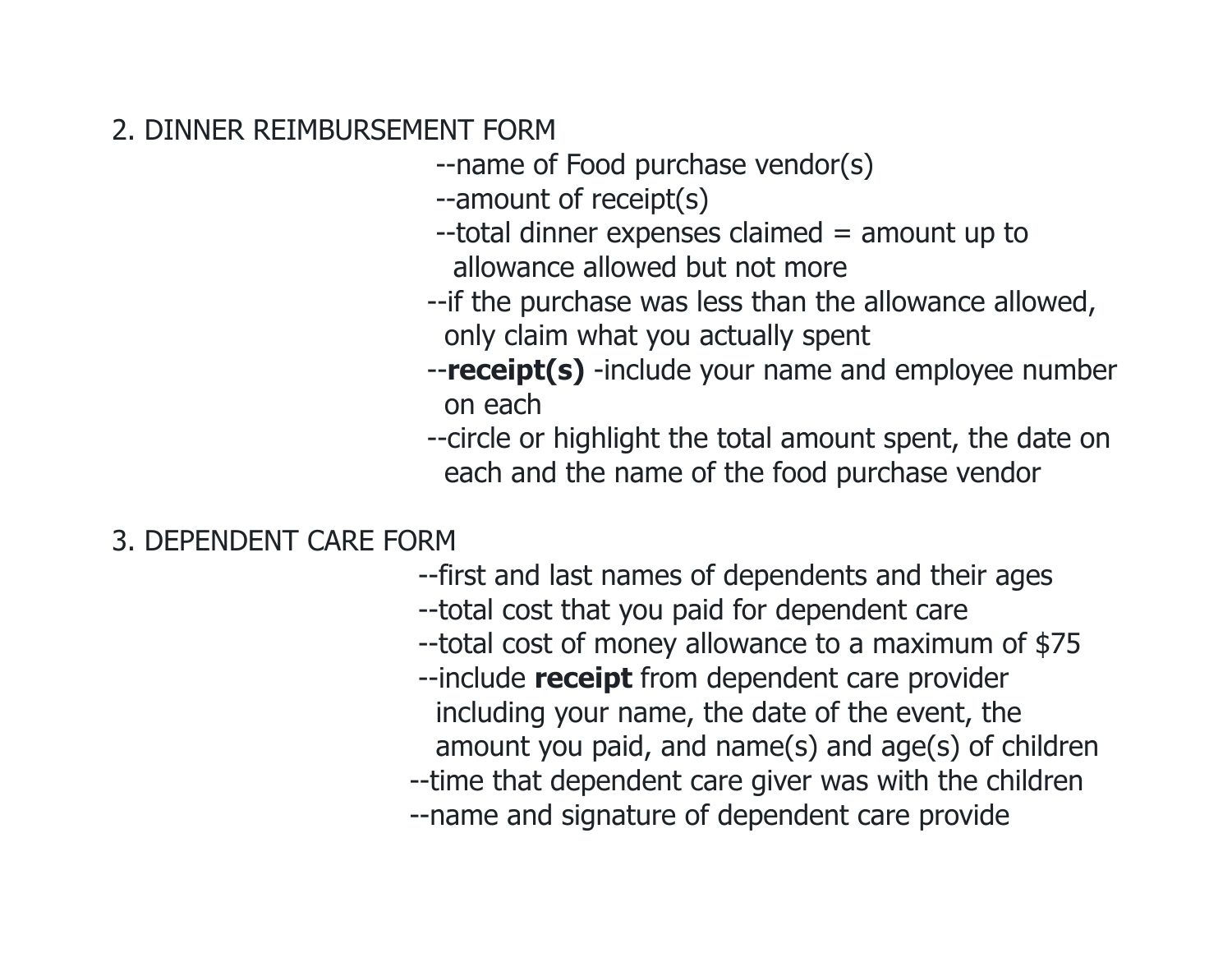2. DINNER REIMBURSEMENT FORM

- --name of Food purchase vendor(s)
- --amount of receipt(s)
- --total dinner expenses claimed = amount up to allowance allowed but not more
- --if the purchase was less than the allowance allowed, only claim what you actually spent
- --**receipt(s)** -include your name and employee number on each
- --circle or highlight the total amount spent, the date on each and the name of the food purchase vendor

3. DEPENDENT CARE FORM

- --first and last names of dependents and their ages
- --total cost that you paid for dependent care
- --total cost of money allowance to a maximum of $75
- --include **receipt** from dependent care provider including your name, the date of the event, the amount you paid, and name(s) and age(s) of children
- --time that dependent care giver was with the children
- --name and signature of dependent care provide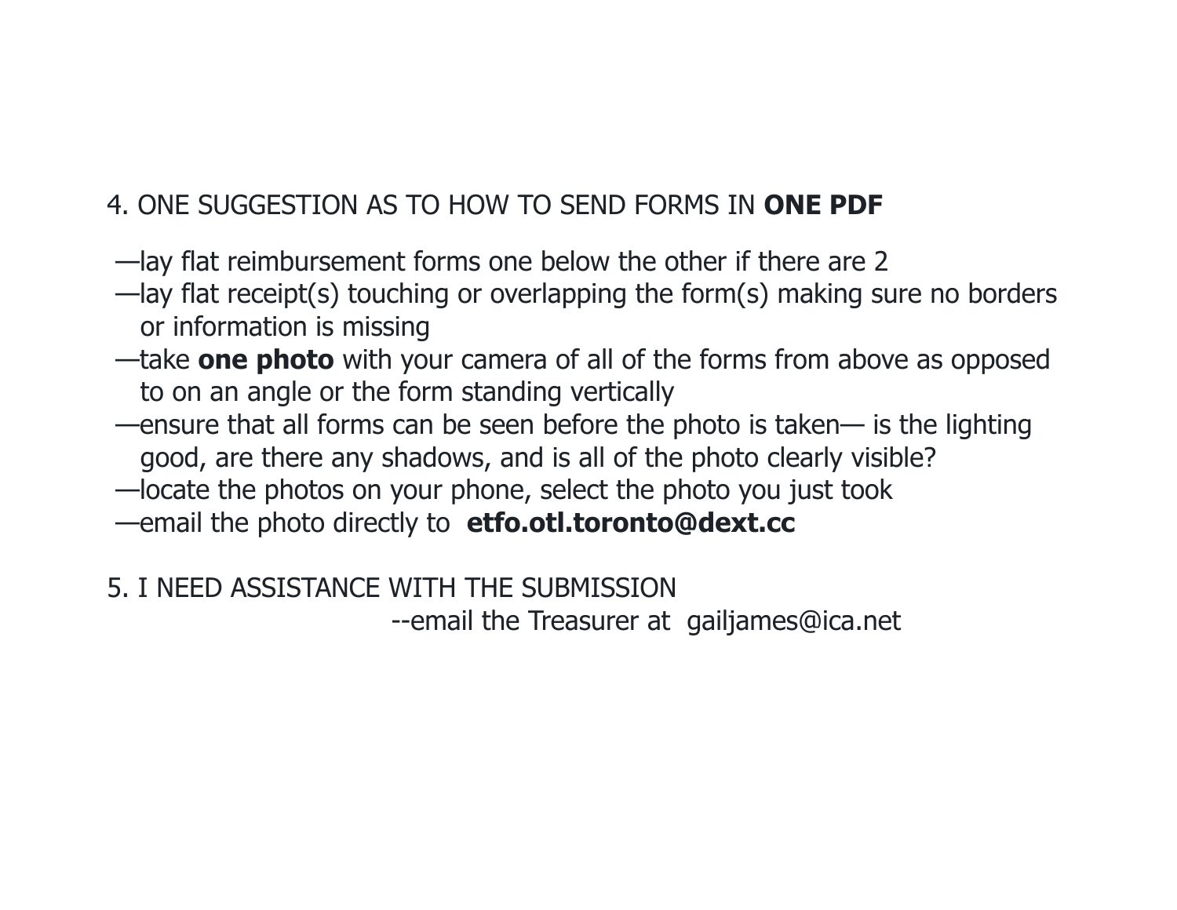4. ONE SUGGESTION AS TO HOW TO SEND FORMS IN **ONE PDF**

—lay flat reimbursement forms one below the other if there are 2
—lay flat receipt(s) touching or overlapping the form(s) making sure no borders or information is missing
—take **one photo** with your camera of all of the forms from above as opposed to on an angle or the form standing vertically
—ensure that all forms can be seen before the photo is taken— is the lighting good, are there any shadows, and is all of the photo clearly visible?
—locate the photos on your phone, select the photo you just took
—email the photo directly to **etfo.otl.toronto@dext.cc**

5. I NEED ASSISTANCE WITH THE SUBMISSION
--email the Treasurer at gailjames@ica.net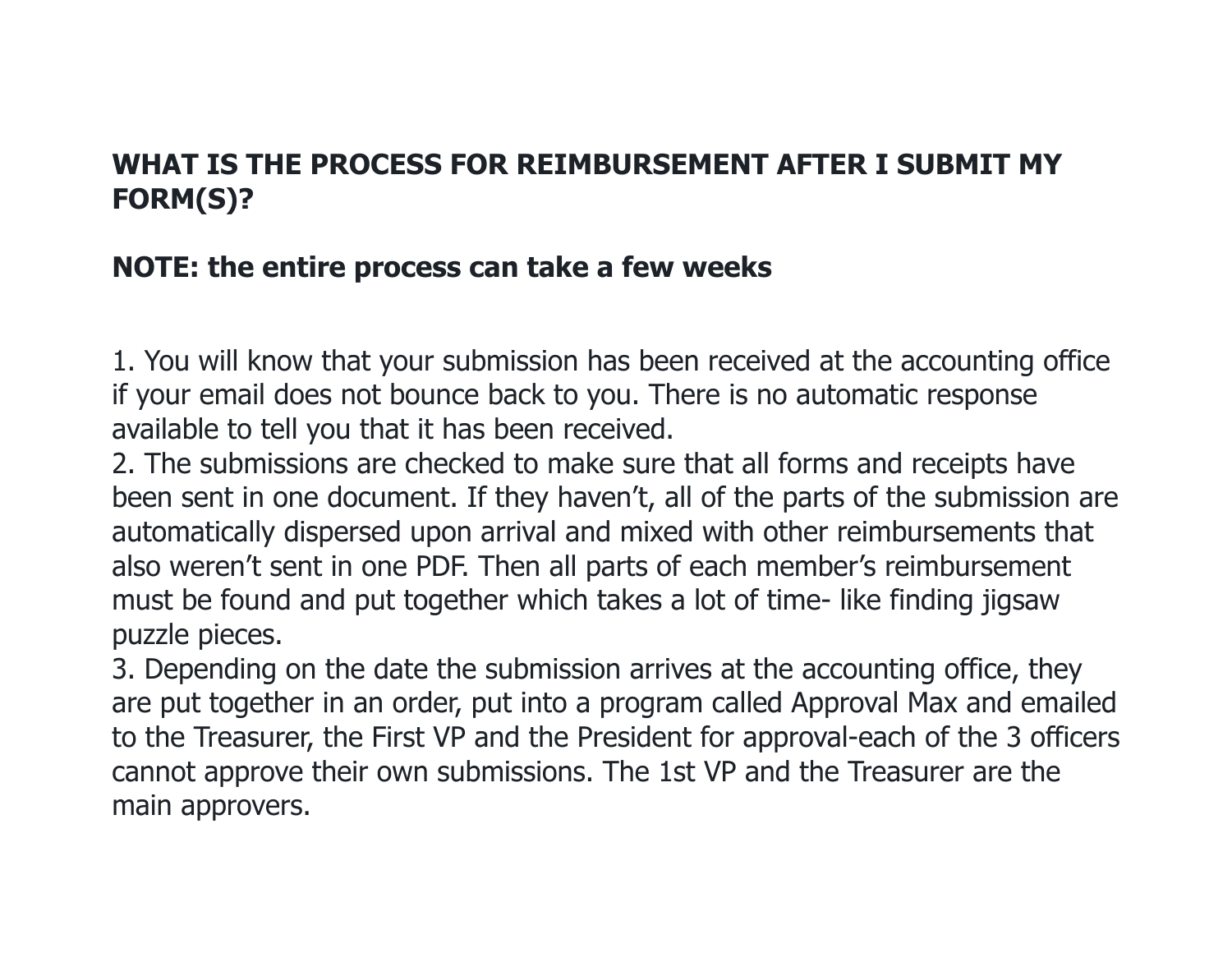**WHAT IS THE PROCESS FOR REIMBURSEMENT AFTER I SUBMIT MY FORM(S)?**

**NOTE: the entire process can take a few weeks**

1. You will know that your submission has been received at the accounting office if your email does not bounce back to you. There is no automatic response available to tell you that it has been received.
2. The submissions are checked to make sure that all forms and receipts have been sent in one document. If they haven't, all of the parts of the submission are automatically dispersed upon arrival and mixed with other reimbursements that also weren't sent in one PDF. Then all parts of each member's reimbursement must be found and put together which takes a lot of time- like finding jigsaw puzzle pieces.
3. Depending on the date the submission arrives at the accounting office, they are put together in an order, put into a program called Approval Max and emailed to the Treasurer, the First VP and the President for approval-each of the 3 officers cannot approve their own submissions. The 1st VP and the Treasurer are the main approvers.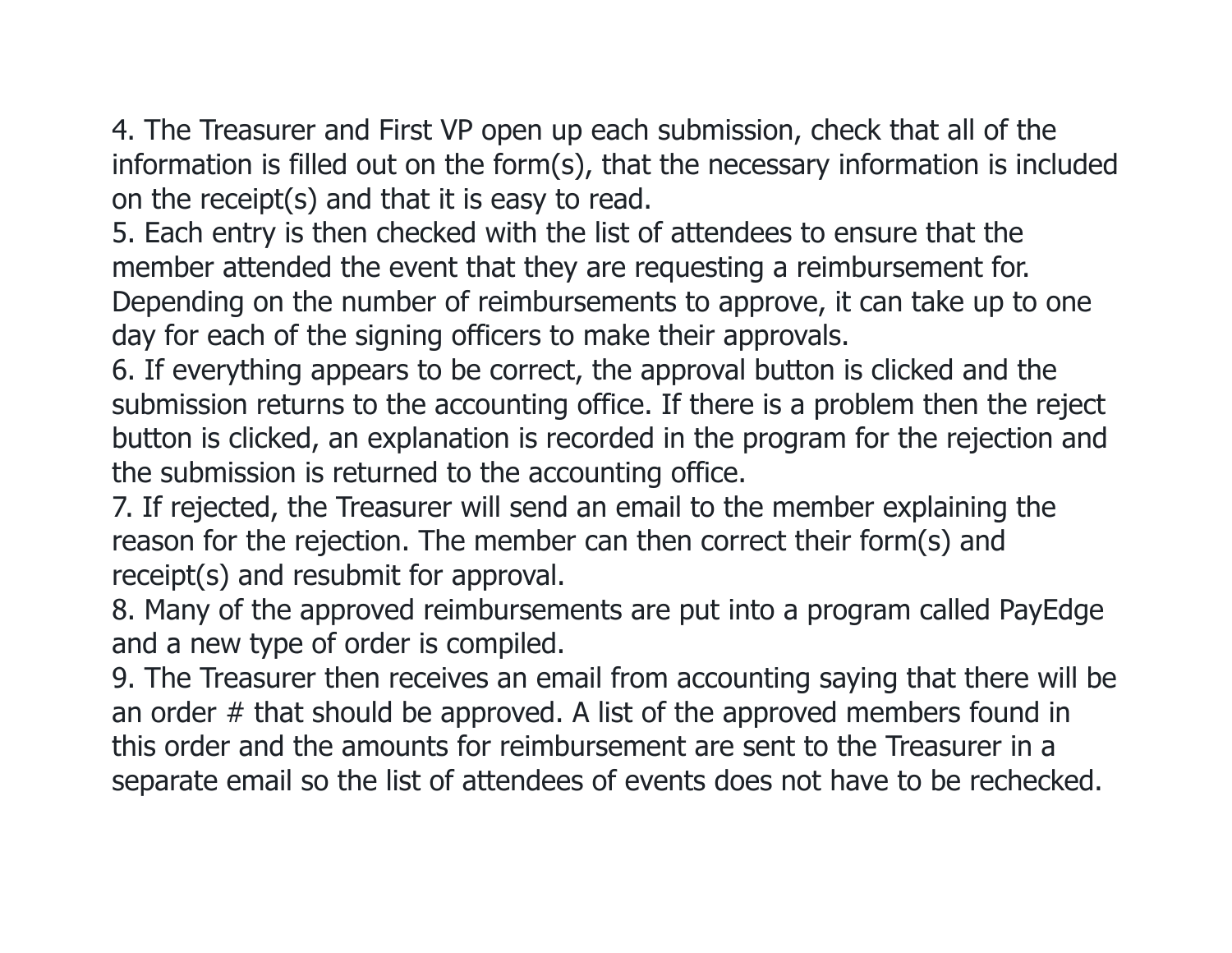4. The Treasurer and First VP open up each submission, check that all of the information is filled out on the form(s), that the necessary information is included on the receipt(s) and that it is easy to read.
5. Each entry is then checked with the list of attendees to ensure that the member attended the event that they are requesting a reimbursement for. Depending on the number of reimbursements to approve, it can take up to one day for each of the signing officers to make their approvals.
6. If everything appears to be correct, the approval button is clicked and the submission returns to the accounting office. If there is a problem then the reject button is clicked, an explanation is recorded in the program for the rejection and the submission is returned to the accounting office.
7. If rejected, the Treasurer will send an email to the member explaining the reason for the rejection. The member can then correct their form(s) and receipt(s) and resubmit for approval.
8. Many of the approved reimbursements are put into a program called PayEdge and a new type of order is compiled.
9. The Treasurer then receives an email from accounting saying that there will be an order # that should be approved. A list of the approved members found in this order and the amounts for reimbursement are sent to the Treasurer in a separate email so the list of attendees of events does not have to be rechecked.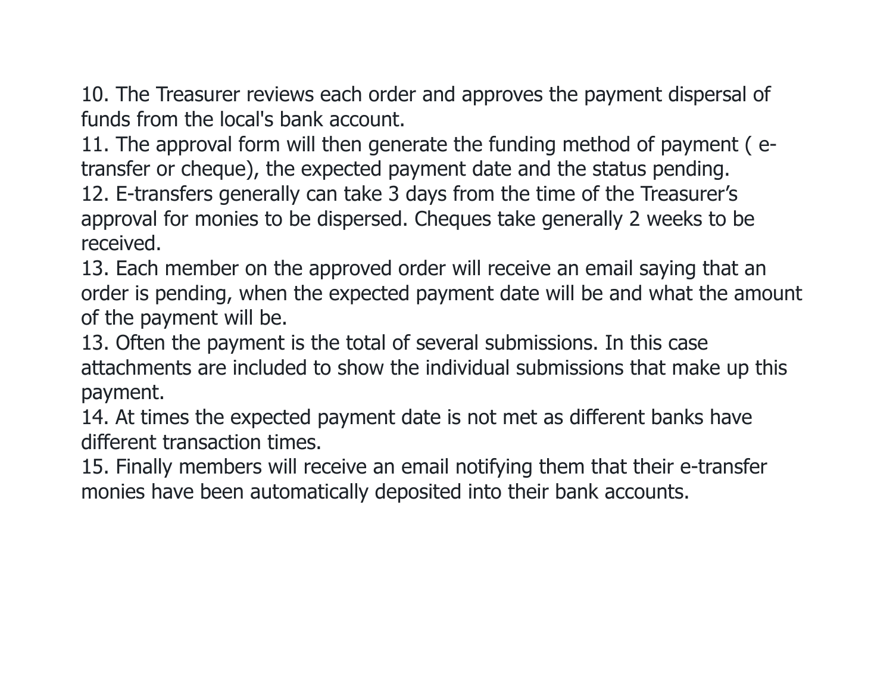10. The Treasurer reviews each order and approves the payment dispersal of funds from the local's bank account.
11. The approval form will then generate the funding method of payment ( e-transfer or cheque), the expected payment date and the status pending.
12. E-transfers generally can take 3 days from the time of the Treasurer's approval for monies to be dispersed. Cheques take generally 2 weeks to be received.
13. Each member on the approved order will receive an email saying that an order is pending, when the expected payment date will be and what the amount of the payment will be.
13. Often the payment is the total of several submissions. In this case attachments are included to show the individual submissions that make up this payment.
14. At times the expected payment date is not met as different banks have different transaction times.
15. Finally members will receive an email notifying them that their e-transfer monies have been automatically deposited into their bank accounts.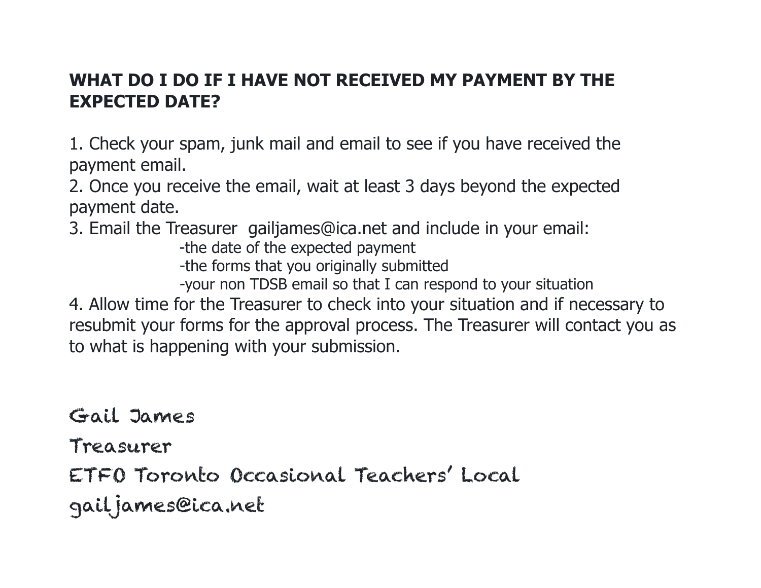## WHAT DO I DO IF I HAVE NOT RECEIVED MY PAYMENT BY THE EXPECTED DATE?

1. Check your spam, junk mail and email to see if you have received the payment email.
2. Once you receive the email, wait at least 3 days beyond the expected payment date.
3. Email the Treasurer gailjames@ica.net and include in your email:
   - the date of the expected payment
   - the forms that you originally submitted
   - your non TDSB email so that I can respond to your situation
4. Allow time for the Treasurer to check into your situation and if necessary to resubmit your forms for the approval process. The Treasurer will contact you as to what is happening with your submission.

Gail James

Treasurer

ETFO Toronto Occasional Teachers' Local

gailjames@ica.net